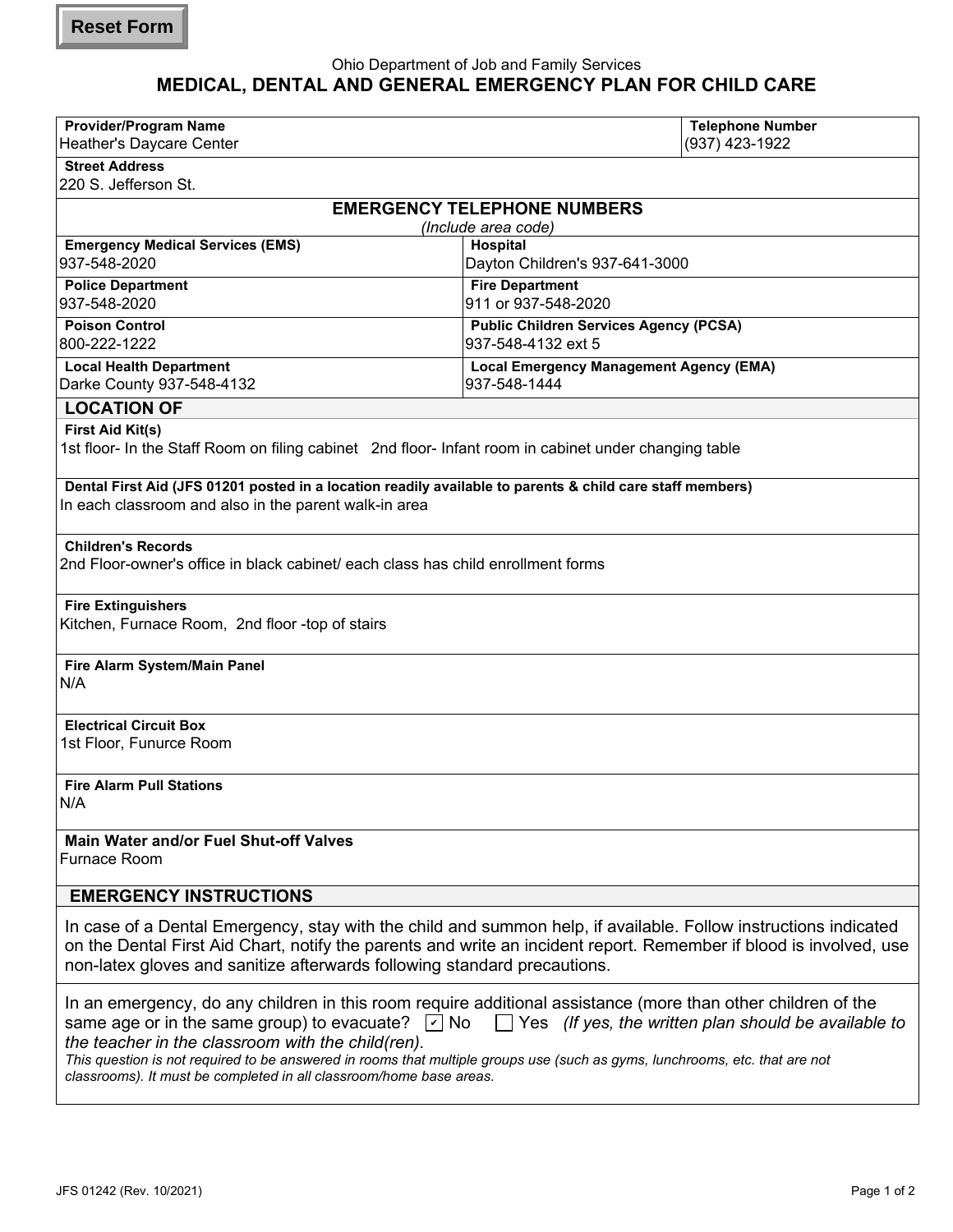Reset Form

Ohio Department of Job and Family Services

# MEDICAL, DENTAL AND GENERAL EMERGENCY PLAN FOR CHILD CARE

| Provider/Program Name | Telephone Number |
| --- | --- |
| Heather's Daycare Center | (937) 423-1922 |

**Street Address**
220 S. Jefferson St.

## EMERGENCY TELEPHONE NUMBERS

*(Include area code)*

| | |
| --- | --- |
| **Emergency Medical Services (EMS)**<br>937-548-2020 | **Hospital**<br>Dayton Children's 937-641-3000 |
| **Police Department**<br>937-548-2020 | **Fire Department**<br>911 or 937-548-2020 |
| **Poison Control**<br>800-222-1222 | **Public Children Services Agency (PCSA)**<br>937-548-4132 ext 5 |
| **Local Health Department**<br>Darke County 937-548-4132 | **Local Emergency Management Agency (EMA)**<br>937-548-1444 |

## LOCATION OF

**First Aid Kit(s)**
1st floor- In the Staff Room on filing cabinet   2nd floor- Infant room in cabinet under changing table

**Dental First Aid (JFS 01201 posted in a location readily available to parents & child care staff members)**
In each classroom and also in the parent walk-in area

**Children's Records**
2nd Floor-owner's office in black cabinet/ each class has child enrollment forms

**Fire Extinguishers**
Kitchen, Furnace Room,  2nd floor -top of stairs

**Fire Alarm System/Main Panel**
N/A

**Electrical Circuit Box**
1st Floor, Funurce Room

**Fire Alarm Pull Stations**
N/A

**Main Water and/or Fuel Shut-off Valves**
Furnace Room

## EMERGENCY INSTRUCTIONS

In case of a Dental Emergency, stay with the child and summon help, if available. Follow instructions indicated on the Dental First Aid Chart, notify the parents and write an incident report. Remember if blood is involved, use non-latex gloves and sanitize afterwards following standard precautions.

In an emergency, do any children in this room require additional assistance (more than other children of the same age or in the same group) to evacuate? ☑ No ☐ Yes *(If yes, the written plan should be available to the teacher in the classroom with the child(ren).*

*This question is not required to be answered in rooms that multiple groups use (such as gyms, lunchrooms, etc. that are not classrooms). It must be completed in all classroom/home base areas.*

JFS 01242 (Rev. 10/2021)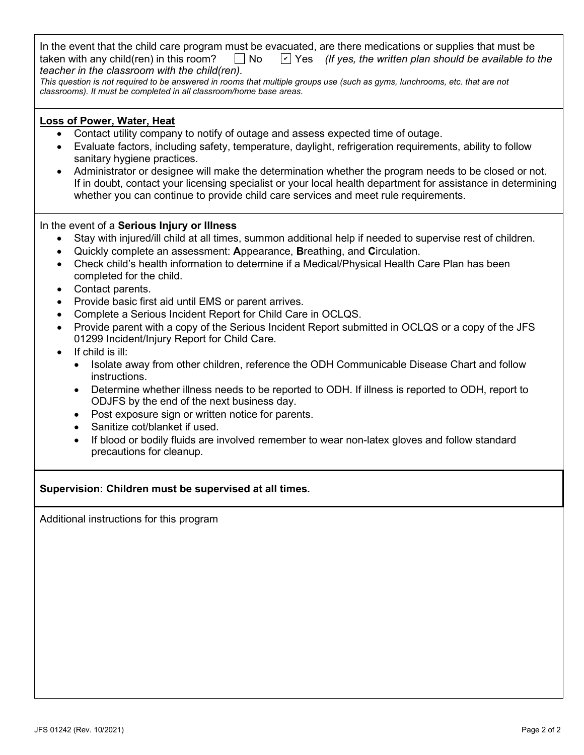In the event that the child care program must be evacuated, are there medications or supplies that must be taken with any child(ren) in this room? ☐ No ☑ Yes *(If yes, the written plan should be available to the teacher in the classroom with the child(ren).*

*This question is not required to be answered in rooms that multiple groups use (such as gyms, lunchrooms, etc. that are not classrooms). It must be completed in all classroom/home base areas.*

**Loss of Power, Water, Heat**

- Contact utility company to notify of outage and assess expected time of outage.
- Evaluate factors, including safety, temperature, daylight, refrigeration requirements, ability to follow sanitary hygiene practices.
- Administrator or designee will make the determination whether the program needs to be closed or not. If in doubt, contact your licensing specialist or your local health department for assistance in determining whether you can continue to provide child care services and meet rule requirements.

In the event of a **Serious Injury or Illness**

- Stay with injured/ill child at all times, summon additional help if needed to supervise rest of children.
- Quickly complete an assessment: **A**ppearance, **B**reathing, and **C**irculation.
- Check child's health information to determine if a Medical/Physical Health Care Plan has been completed for the child.
- Contact parents.
- Provide basic first aid until EMS or parent arrives.
- Complete a Serious Incident Report for Child Care in OCLQS.
- Provide parent with a copy of the Serious Incident Report submitted in OCLQS or a copy of the JFS 01299 Incident/Injury Report for Child Care.
- If child is ill:
  - Isolate away from other children, reference the ODH Communicable Disease Chart and follow instructions.
  - Determine whether illness needs to be reported to ODH. If illness is reported to ODH, report to ODJFS by the end of the next business day.
  - Post exposure sign or written notice for parents.
  - Sanitize cot/blanket if used.
  - If blood or bodily fluids are involved remember to wear non-latex gloves and follow standard precautions for cleanup.

**Supervision: Children must be supervised at all times.**

Additional instructions for this program

JFS 01242 (Rev. 10/2021)